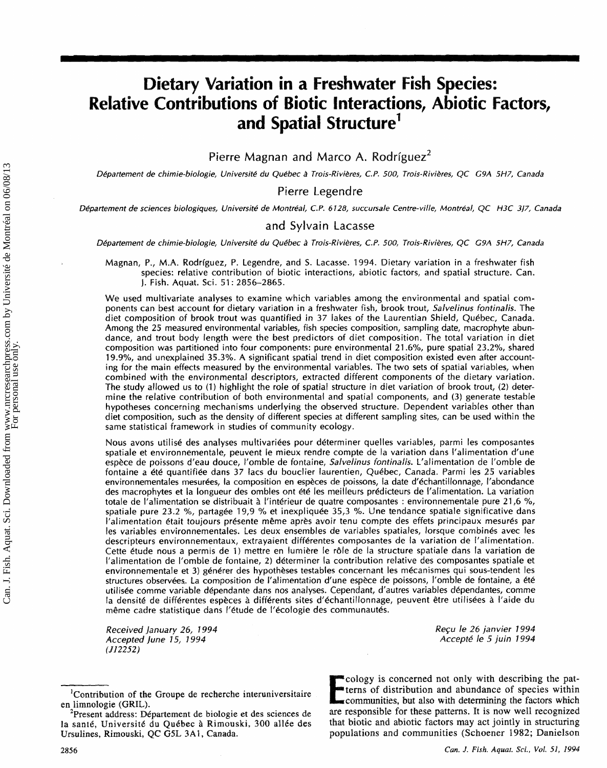# Dietary Variation in a Freshwater Fish Species: Relative Contributions of Biotic Interactions, Abiotic Factors, and Spatial Structure[1]

Pierre Magnan and Marco A. Rodríguez[2]

*Département de chimie-biologie, Université du Québec à Trois-Rivières, C.P. 500, Trois-Rivières, QC G9A 5H7, Canada*

Pierre Legendre

*Département de sciences biologiques, Université de Montréal, C.P. 6128, succursale Centre-ville, Montréal, QC H3C 3J7, Canada*

and Sylvain Lacasse

*Département de chimie-biologie, Université du Québec à Trois-Rivières, C.P. 500, Trois-Rivières, QC G9A 5H7, Canada*

Magnan, P., M.A. Rodríguez, P. Legendre, and S. Lacasse. 1994. Dietary variation in a freshwater fish species: relative contribution of biotic interactions, abiotic factors, and spatial structure. Can. J. Fish. Aquat. Sci. 51: 2856–2865.

We used multivariate analyses to examine which variables among the environmental and spatial components can best account for dietary variation in a freshwater fish, brook trout, *Salvelinus fontinalis*. The diet composition of brook trout was quantified in 37 lakes of the Laurentian Shield, Québec, Canada. Among the 25 measured environmental variables, fish species composition, sampling date, macrophyte abundance, and trout body length were the best predictors of diet composition. The total variation in diet composition was partitioned into four components: pure environmental 21.6%, pure spatial 23.2%, shared 19.9%, and unexplained 35.3%. A significant spatial trend in diet composition existed even after accounting for the main effects measured by the environmental variables. The two sets of spatial variables, when combined with the environmental descriptors, extracted different components of the dietary variation. The study allowed us to (1) highlight the role of spatial structure in diet variation of brook trout, (2) determine the relative contribution of both environmental and spatial components, and (3) generate testable hypotheses concerning mechanisms underlying the observed structure. Dependent variables other than diet composition, such as the density of different species at different sampling sites, can be used within the same statistical framework in studies of community ecology.

Nous avons utilisé des analyses multivariées pour déterminer quelles variables, parmi les composantes spatiale et environnementale, peuvent le mieux rendre compte de la variation dans l'alimentation d'une espèce de poissons d'eau douce, l'omble de fontaine, *Salvelinus fontinalis*. L'alimentation de l'omble de fontaine a été quantifiée dans 37 lacs du bouclier laurentien, Québec, Canada. Parmi les 25 variables environnementales mesurées, la composition en espèces de poissons, la date d'échantillonnage, l'abondance des macrophytes et la longueur des ombles ont été les meilleurs prédicteurs de l'alimentation. La variation totale de l'alimentation se distribuait à l'intérieur de quatre composantes : environnementale pure 21,6 %, spatiale pure 23.2 %, partagée 19,9 % et inexpliquée 35,3 %. Une tendance spatiale significative dans l'alimentation était toujours présente même après avoir tenu compte des effets principaux mesurés par les variables environnementales. Les deux ensembles de variables spatiales, lorsque combinés avec les descripteurs environnementaux, extrayaient différentes composantes de la variation de l'alimentation. Cette étude nous a permis de 1) mettre en lumière le rôle de la structure spatiale dans la variation de l'alimentation de l'omble de fontaine, 2) déterminer la contribution relative des composantes spatiale et environnementale et 3) générer des hypothèses testables concernant les mécanismes qui sous-tendent les structures observées. La composition de l'alimentation d'une espèce de poissons, l'omble de fontaine, a été utilisée comme variable dépendante dans nos analyses. Cependant, d'autres variables dépendantes, comme la densité de différentes espèces à différents sites d'échantillonnage, peuvent être utilisées à l'aide du même cadre statistique dans l'étude de l'écologie des communautés.

Received January 26, 1994
Accepted June 15, 1994
(J12252)

Reçu le 26 janvier 1994
Accepté le 5 juin 1994

Ecology is concerned not only with describing the patterns of distribution and abundance of species within communities, but also with determining the factors which are responsible for these patterns. It is now well recognized that biotic and abiotic factors may act jointly in structuring populations and communities (Schoener 1982; Danielson

[1]Contribution of the Groupe de recherche interuniversitaire en limnologie (GRIL).

[2]Present address: Département de biologie et des sciences de la santé, Université du Québec à Rimouski, 300 allée des Ursulines, Rimouski, QC G5L 3A1, Canada.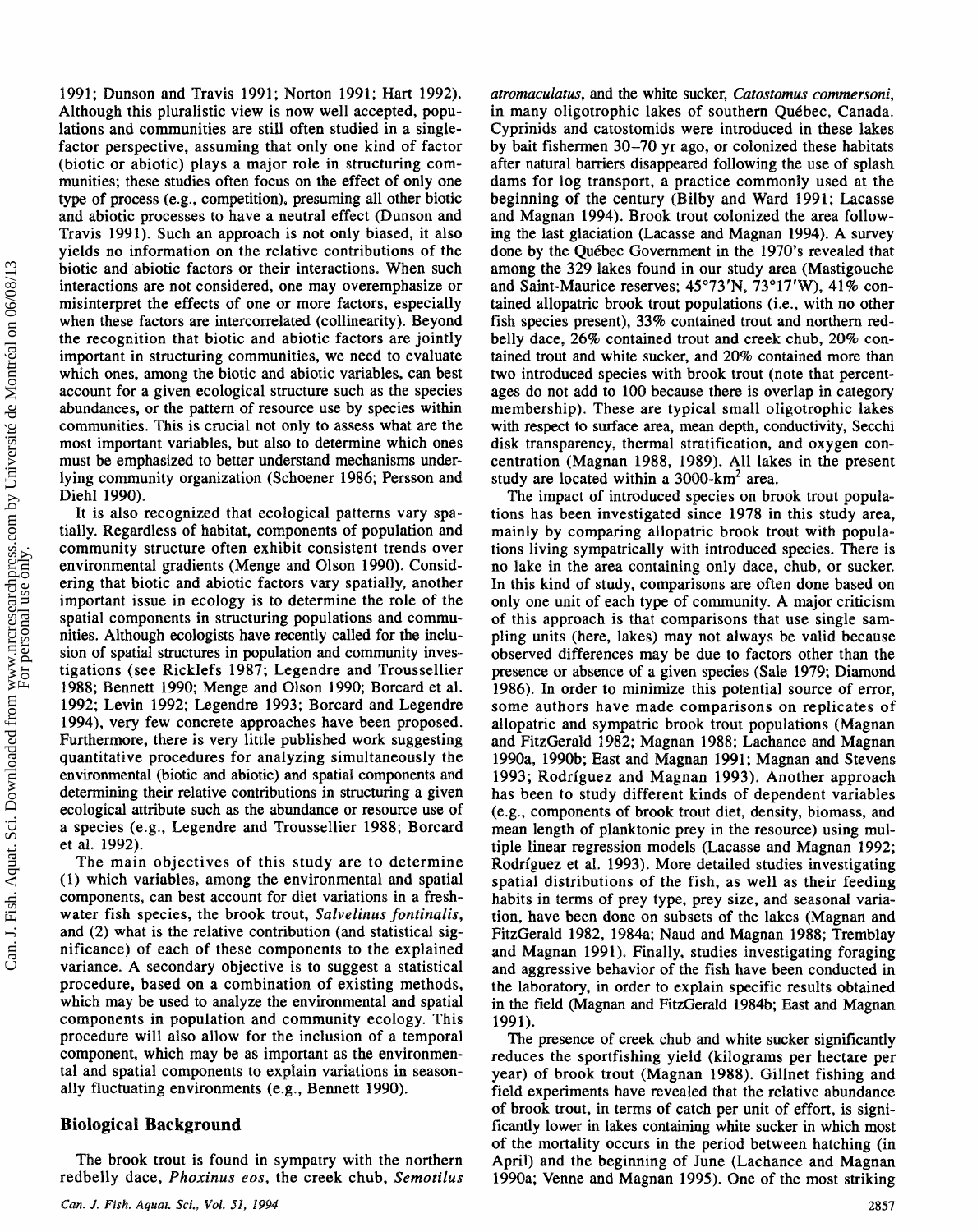1991; Dunson and Travis 1991; Norton 1991; Hart 1992). Although this pluralistic view is now well accepted, populations and communities are still often studied in a single-factor perspective, assuming that only one kind of factor (biotic or abiotic) plays a major role in structuring communities; these studies often focus on the effect of only one type of process (e.g., competition), presuming all other biotic and abiotic processes to have a neutral effect (Dunson and Travis 1991). Such an approach is not only biased, it also yields no information on the relative contributions of the biotic and abiotic factors or their interactions. When such interactions are not considered, one may overemphasize or misinterpret the effects of one or more factors, especially when these factors are intercorrelated (collinearity). Beyond the recognition that biotic and abiotic factors are jointly important in structuring communities, we need to evaluate which ones, among the biotic and abiotic variables, can best account for a given ecological structure such as the species abundances, or the pattern of resource use by species within communities. This is crucial not only to assess what are the most important variables, but also to determine which ones must be emphasized to better understand mechanisms underlying community organization (Schoener 1986; Persson and Diehl 1990).

It is also recognized that ecological patterns vary spatially. Regardless of habitat, components of population and community structure often exhibit consistent trends over environmental gradients (Menge and Olson 1990). Considering that biotic and abiotic factors vary spatially, another important issue in ecology is to determine the role of the spatial components in structuring populations and communities. Although ecologists have recently called for the inclusion of spatial structures in population and community investigations (see Ricklefs 1987; Legendre and Troussellier 1988; Bennett 1990; Menge and Olson 1990; Borcard et al. 1992; Levin 1992; Legendre 1993; Borcard and Legendre 1994), very few concrete approaches have been proposed. Furthermore, there is very little published work suggesting quantitative procedures for analyzing simultaneously the environmental (biotic and abiotic) and spatial components and determining their relative contributions in structuring a given ecological attribute such as the abundance or resource use of a species (e.g., Legendre and Troussellier 1988; Borcard et al. 1992).

The main objectives of this study are to determine (1) which variables, among the environmental and spatial components, can best account for diet variations in a freshwater fish species, the brook trout, *Salvelinus fontinalis*, and (2) what is the relative contribution (and statistical significance) of each of these components to the explained variance. A secondary objective is to suggest a statistical procedure, based on a combination of existing methods, which may be used to analyze the environmental and spatial components in population and community ecology. This procedure will also allow for the inclusion of a temporal component, which may be as important as the environmental and spatial components to explain variations in seasonally fluctuating environments (e.g., Bennett 1990).

## Biological Background

The brook trout is found in sympatry with the northern redbelly dace, *Phoxinus eos*, the creek chub, *Semotilus atromaculatus*, and the white sucker, *Catostomus commersoni*, in many oligotrophic lakes of southern Québec, Canada. Cyprinids and catostomids were introduced in these lakes by bait fishermen 30–70 yr ago, or colonized these habitats after natural barriers disappeared following the use of splash dams for log transport, a practice commonly used at the beginning of the century (Bilby and Ward 1991; Lacasse and Magnan 1994). Brook trout colonized the area following the last glaciation (Lacasse and Magnan 1994). A survey done by the Québec Government in the 1970's revealed that among the 329 lakes found in our study area (Mastigouche and Saint-Maurice reserves; 45°73′N, 73°17′W), 41% contained allopatric brook trout populations (i.e., with no other fish species present), 33% contained trout and northern redbelly dace, 26% contained trout and creek chub, 20% contained trout and white sucker, and 20% contained more than two introduced species with brook trout (note that percentages do not add to 100 because there is overlap in category membership). These are typical small oligotrophic lakes with respect to surface area, mean depth, conductivity, Secchi disk transparency, thermal stratification, and oxygen concentration (Magnan 1988, 1989). All lakes in the present study are located within a 3000-km$^2$ area.

The impact of introduced species on brook trout populations has been investigated since 1978 in this study area, mainly by comparing allopatric brook trout with populations living sympatrically with introduced species. There is no lake in the area containing only dace, chub, or sucker. In this kind of study, comparisons are often done based on only one unit of each type of community. A major criticism of this approach is that comparisons that use single sampling units (here, lakes) may not always be valid because observed differences may be due to factors other than the presence or absence of a given species (Sale 1979; Diamond 1986). In order to minimize this potential source of error, some authors have made comparisons on replicates of allopatric and sympatric brook trout populations (Magnan and FitzGerald 1982; Magnan 1988; Lachance and Magnan 1990a, 1990b; East and Magnan 1991; Magnan and Stevens 1993; Rodríguez and Magnan 1993). Another approach has been to study different kinds of dependent variables (e.g., components of brook trout diet, density, biomass, and mean length of planktonic prey in the resource) using multiple linear regression models (Lacasse and Magnan 1992; Rodríguez et al. 1993). More detailed studies investigating spatial distributions of the fish, as well as their feeding habits in terms of prey type, prey size, and seasonal variation, have been done on subsets of the lakes (Magnan and FitzGerald 1982, 1984a; Naud and Magnan 1988; Tremblay and Magnan 1991). Finally, studies investigating foraging and aggressive behavior of the fish have been conducted in the laboratory, in order to explain specific results obtained in the field (Magnan and FitzGerald 1984b; East and Magnan 1991).

The presence of creek chub and white sucker significantly reduces the sportfishing yield (kilograms per hectare per year) of brook trout (Magnan 1988). Gillnet fishing and field experiments have revealed that the relative abundance of brook trout, in terms of catch per unit of effort, is significantly lower in lakes containing white sucker in which most of the mortality occurs in the period between hatching (in April) and the beginning of June (Lachance and Magnan 1990a; Venne and Magnan 1995). One of the most striking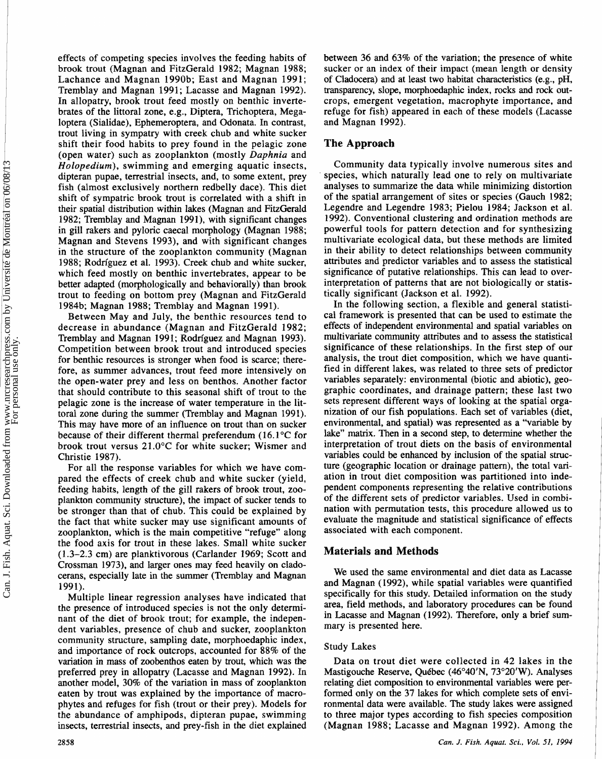effects of competing species involves the feeding habits of brook trout (Magnan and FitzGerald 1982; Magnan 1988; Lachance and Magnan 1990b; East and Magnan 1991; Tremblay and Magnan 1991; Lacasse and Magnan 1992). In allopatry, brook trout feed mostly on benthic invertebrates of the littoral zone, e.g., Diptera, Trichoptera, Megaloptera (Sialidae), Ephemeroptera, and Odonata. In contrast, trout living in sympatry with creek chub and white sucker shift their food habits to prey found in the pelagic zone (open water) such as zooplankton (mostly *Daphnia* and *Holopedium*), swimming and emerging aquatic insects, dipteran pupae, terrestrial insects, and, to some extent, prey fish (almost exclusively northern redbelly dace). This diet shift of sympatric brook trout is correlated with a shift in their spatial distribution within lakes (Magnan and FitzGerald 1982; Tremblay and Magnan 1991), with significant changes in gill rakers and pyloric caecal morphology (Magnan 1988; Magnan and Stevens 1993), and with significant changes in the structure of the zooplankton community (Magnan 1988; Rodríguez et al. 1993). Creek chub and white sucker, which feed mostly on benthic invertebrates, appear to be better adapted (morphologically and behaviorally) than brook trout to feeding on bottom prey (Magnan and FitzGerald 1984b; Magnan 1988; Tremblay and Magnan 1991).

Between May and July, the benthic resources tend to decrease in abundance (Magnan and FitzGerald 1982; Tremblay and Magnan 1991; Rodríguez and Magnan 1993). Competition between brook trout and introduced species for benthic resources is stronger when food is scarce; therefore, as summer advances, trout feed more intensively on the open-water prey and less on benthos. Another factor that should contribute to this seasonal shift of trout to the pelagic zone is the increase of water temperature in the littoral zone during the summer (Tremblay and Magnan 1991). This may have more of an influence on trout than on sucker because of their different thermal preferendum (16.1°C for brook trout versus 21.0°C for white sucker; Wismer and Christie 1987).

For all the response variables for which we have compared the effects of creek chub and white sucker (yield, feeding habits, length of the gill rakers of brook trout, zooplankton community structure), the impact of sucker tends to be stronger than that of chub. This could be explained by the fact that white sucker may use significant amounts of zooplankton, which is the main competitive "refuge" along the food axis for trout in these lakes. Small white sucker (1.3–2.3 cm) are planktivorous (Carlander 1969; Scott and Crossman 1973), and larger ones may feed heavily on cladocerans, especially late in the summer (Tremblay and Magnan 1991).

Multiple linear regression analyses have indicated that the presence of introduced species is not the only determinant of the diet of brook trout; for example, the independent variables, presence of chub and sucker, zooplankton community structure, sampling date, morphoedaphic index, and importance of rock outcrops, accounted for 88% of the variation in mass of zoobenthos eaten by trout, which was the preferred prey in allopatry (Lacasse and Magnan 1992). In another model, 30% of the variation in mass of zooplankton eaten by trout was explained by the importance of macrophytes and refuges for fish (trout or their prey). Models for the abundance of amphipods, dipteran pupae, swimming insects, terrestrial insects, and prey-fish in the diet explained between 36 and 63% of the variation; the presence of white sucker or an index of their impact (mean length or density of Cladocera) and at least two habitat characteristics (e.g., pH, transparency, slope, morphoedaphic index, rocks and rock outcrops, emergent vegetation, macrophyte importance, and refuge for fish) appeared in each of these models (Lacasse and Magnan 1992).

## The Approach

Community data typically involve numerous sites and species, which naturally lead one to rely on multivariate analyses to summarize the data while minimizing distortion of the spatial arrangement of sites or species (Gauch 1982; Legendre and Legendre 1983; Pielou 1984; Jackson et al. 1992). Conventional clustering and ordination methods are powerful tools for pattern detection and for synthesizing multivariate ecological data, but these methods are limited in their ability to detect relationships between community attributes and predictor variables and to assess the statistical significance of putative relationships. This can lead to overinterpretation of patterns that are not biologically or statistically significant (Jackson et al. 1992).

In the following section, a flexible and general statistical framework is presented that can be used to estimate the effects of independent environmental and spatial variables on multivariate community attributes and to assess the statistical significance of these relationships. In the first step of our analysis, the trout diet composition, which we have quantified in different lakes, was related to three sets of predictor variables separately: environmental (biotic and abiotic), geographic coordinates, and drainage pattern; these last two sets represent different ways of looking at the spatial organization of our fish populations. Each set of variables (diet, environmental, and spatial) was represented as a "variable by lake" matrix. Then in a second step, to determine whether the interpretation of trout diets on the basis of environmental variables could be enhanced by inclusion of the spatial structure (geographic location or drainage pattern), the total variation in trout diet composition was partitioned into independent components representing the relative contributions of the different sets of predictor variables. Used in combination with permutation tests, this procedure allowed us to evaluate the magnitude and statistical significance of effects associated with each component.

## Materials and Methods

We used the same environmental and diet data as Lacasse and Magnan (1992), while spatial variables were quantified specifically for this study. Detailed information on the study area, field methods, and laboratory procedures can be found in Lacasse and Magnan (1992). Therefore, only a brief summary is presented here.

### Study Lakes

Data on trout diet were collected in 42 lakes in the Mastigouche Reserve, Québec (46°40′N, 73°20′W). Analyses relating diet composition to environmental variables were performed only on the 37 lakes for which complete sets of environmental data were available. The study lakes were assigned to three major types according to fish species composition (Magnan 1988; Lacasse and Magnan 1992). Among the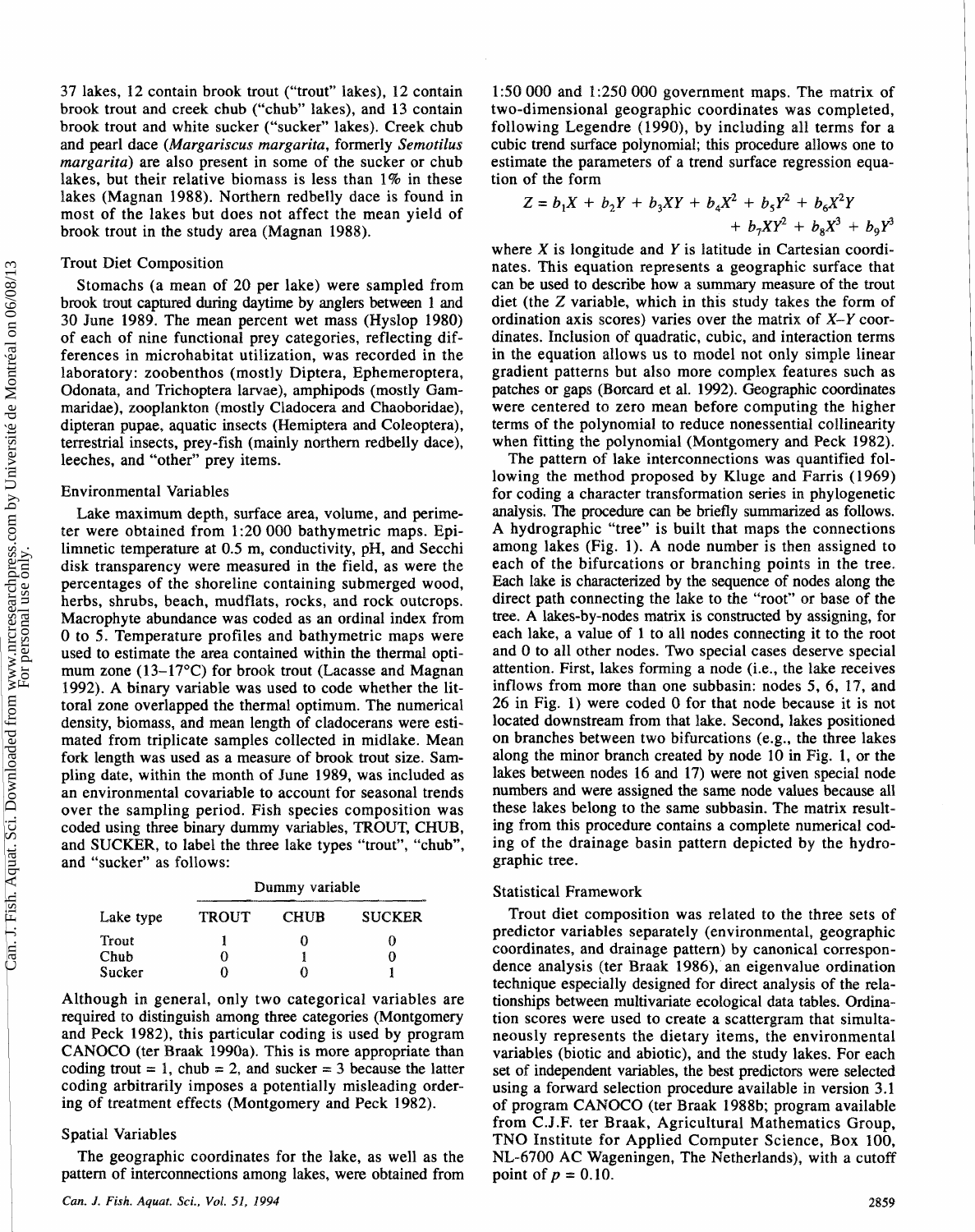37 lakes, 12 contain brook trout ("trout" lakes), 12 contain brook trout and creek chub ("chub" lakes), and 13 contain brook trout and white sucker ("sucker" lakes). Creek chub and pearl dace (*Margariscus margarita*, formerly *Semotilus margarita*) are also present in some of the sucker or chub lakes, but their relative biomass is less than 1% in these lakes (Magnan 1988). Northern redbelly dace is found in most of the lakes but does not affect the mean yield of brook trout in the study area (Magnan 1988).

### Trout Diet Composition

Stomachs (a mean of 20 per lake) were sampled from brook trout captured during daytime by anglers between 1 and 30 June 1989. The mean percent wet mass (Hyslop 1980) of each of nine functional prey categories, reflecting differences in microhabitat utilization, was recorded in the laboratory: zoobenthos (mostly Diptera, Ephemeroptera, Odonata, and Trichoptera larvae), amphipods (mostly Gammaridae), zooplankton (mostly Cladocera and Chaoboridae), dipteran pupae, aquatic insects (Hemiptera and Coleoptera), terrestrial insects, prey-fish (mainly northern redbelly dace), leeches, and "other" prey items.

### Environmental Variables

Lake maximum depth, surface area, volume, and perimeter were obtained from 1:20 000 bathymetric maps. Epilimnetic temperature at 0.5 m, conductivity, pH, and Secchi disk transparency were measured in the field, as were the percentages of the shoreline containing submerged wood, herbs, shrubs, beach, mudflats, rocks, and rock outcrops. Macrophyte abundance was coded as an ordinal index from 0 to 5. Temperature profiles and bathymetric maps were used to estimate the area contained within the thermal optimum zone (13–17°C) for brook trout (Lacasse and Magnan 1992). A binary variable was used to code whether the littoral zone overlapped the thermal optimum. The numerical density, biomass, and mean length of cladocerans were estimated from triplicate samples collected in midlake. Mean fork length was used as a measure of brook trout size. Sampling date, within the month of June 1989, was included as an environmental covariable to account for seasonal trends over the sampling period. Fish species composition was coded using three binary dummy variables, TROUT, CHUB, and SUCKER, to label the three lake types "trout", "chub", and "sucker" as follows:

| | Dummy variable | | |
|---|---|---|---|
| Lake type | TROUT | CHUB | SUCKER |
| Trout | 1 | 0 | 0 |
| Chub | 0 | 1 | 0 |
| Sucker | 0 | 0 | 1 |

Although in general, only two categorical variables are required to distinguish among three categories (Montgomery and Peck 1982), this particular coding is used by program CANOCO (ter Braak 1990a). This is more appropriate than coding trout = 1, chub = 2, and sucker = 3 because the latter coding arbitrarily imposes a potentially misleading ordering of treatment effects (Montgomery and Peck 1982).

### Spatial Variables

The geographic coordinates for the lake, as well as the pattern of interconnections among lakes, were obtained from 1:50 000 and 1:250 000 government maps. The matrix of two-dimensional geographic coordinates was completed, following Legendre (1990), by including all terms for a cubic trend surface polynomial; this procedure allows one to estimate the parameters of a trend surface regression equation of the form

$$Z = b_1X + b_2Y + b_3XY + b_4X^2 + b_5Y^2 + b_6X^2Y + b_7XY^2 + b_8X^3 + b_9Y^3$$

where $X$ is longitude and $Y$ is latitude in Cartesian coordinates. This equation represents a geographic surface that can be used to describe how a summary measure of the trout diet (the $Z$ variable, which in this study takes the form of ordination axis scores) varies over the matrix of $X$–$Y$ coordinates. Inclusion of quadratic, cubic, and interaction terms in the equation allows us to model not only simple linear gradient patterns but also more complex features such as patches or gaps (Borcard et al. 1992). Geographic coordinates were centered to zero mean before computing the higher terms of the polynomial to reduce nonessential collinearity when fitting the polynomial (Montgomery and Peck 1982).

The pattern of lake interconnections was quantified following the method proposed by Kluge and Farris (1969) for coding a character transformation series in phylogenetic analysis. The procedure can be briefly summarized as follows. A hydrographic "tree" is built that maps the connections among lakes (Fig. 1). A node number is then assigned to each of the bifurcations or branching points in the tree. Each lake is characterized by the sequence of nodes along the direct path connecting the lake to the "root" or base of the tree. A lakes-by-nodes matrix is constructed by assigning, for each lake, a value of 1 to all nodes connecting it to the root and 0 to all other nodes. Two special cases deserve special attention. First, lakes forming a node (i.e., the lake receives inflows from more than one subbasin: nodes 5, 6, 17, and 26 in Fig. 1) were coded 0 for that node because it is not located downstream from that lake. Second, lakes positioned on branches between two bifurcations (e.g., the three lakes along the minor branch created by node 10 in Fig. 1, or the lakes between nodes 16 and 17) were not given special node numbers and were assigned the same node values because all these lakes belong to the same subbasin. The matrix resulting from this procedure contains a complete numerical coding of the drainage basin pattern depicted by the hydrographic tree.

### Statistical Framework

Trout diet composition was related to the three sets of predictor variables separately (environmental, geographic coordinates, and drainage pattern) by canonical correspondence analysis (ter Braak 1986), an eigenvalue ordination technique especially designed for direct analysis of the relationships between multivariate ecological data tables. Ordination scores were used to create a scattergram that simultaneously represents the dietary items, the environmental variables (biotic and abiotic), and the study lakes. For each set of independent variables, the best predictors were selected using a forward selection procedure available in version 3.1 of program CANOCO (ter Braak 1988b; program available from C.J.F. ter Braak, Agricultural Mathematics Group, TNO Institute for Applied Computer Science, Box 100, NL-6700 AC Wageningen, The Netherlands), with a cutoff point of $p = 0.10$.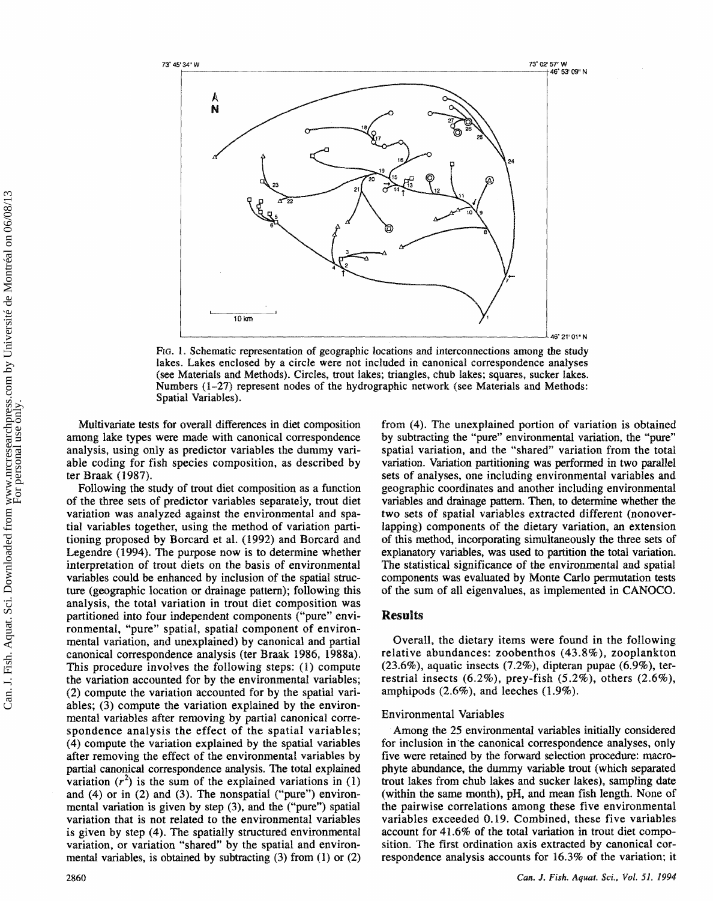FIG. 1. Schematic representation of geographic locations and interconnections among the study lakes. Lakes enclosed by a circle were not included in canonical correspondence analyses (see Materials and Methods). Circles, trout lakes; triangles, chub lakes; squares, sucker lakes. Numbers (1–27) represent nodes of the hydrographic network (see Materials and Methods: Spatial Variables).

Multivariate tests for overall differences in diet composition among lake types were made with canonical correspondence analysis, using only as predictor variables the dummy variable coding for fish species composition, as described by ter Braak (1987).

Following the study of trout diet composition as a function of the three sets of predictor variables separately, trout diet variation was analyzed against the environmental and spatial variables together, using the method of variation partitioning proposed by Borcard et al. (1992) and Borcard and Legendre (1994). The purpose now is to determine whether interpretation of trout diets on the basis of environmental variables could be enhanced by inclusion of the spatial structure (geographic location or drainage pattern); following this analysis, the total variation in trout diet composition was partitioned into four independent components ("pure" environmental, "pure" spatial, spatial component of environmental variation, and unexplained) by canonical and partial canonical correspondence analysis (ter Braak 1986, 1988a). This procedure involves the following steps: (1) compute the variation accounted for by the environmental variables; (2) compute the variation accounted for by the spatial variables; (3) compute the variation explained by the environmental variables after removing by partial canonical correspondence analysis the effect of the spatial variables; (4) compute the variation explained by the spatial variables after removing the effect of the environmental variables by partial canonical correspondence analysis. The total explained variation ($r^2$) is the sum of the explained variations in (1) and (4) or in (2) and (3). The nonspatial ("pure") environmental variation is given by step (3), and the ("pure") spatial variation that is not related to the environmental variables is given by step (4). The spatially structured environmental variation, or variation "shared" by the spatial and environmental variables, is obtained by subtracting (3) from (1) or (2) from (4). The unexplained portion of variation is obtained by subtracting the "pure" environmental variation, the "pure" spatial variation, and the "shared" variation from the total variation. Variation partitioning was performed in two parallel sets of analyses, one including environmental variables and geographic coordinates and another including environmental variables and drainage pattern. Then, to determine whether the two sets of spatial variables extracted different (nonoverlapping) components of the dietary variation, an extension of this method, incorporating simultaneously the three sets of explanatory variables, was used to partition the total variation. The statistical significance of the environmental and spatial components was evaluated by Monte Carlo permutation tests of the sum of all eigenvalues, as implemented in CANOCO.

## Results

Overall, the dietary items were found in the following relative abundances: zoobenthos (43.8%), zooplankton (23.6%), aquatic insects (7.2%), dipteran pupae (6.9%), terrestrial insects (6.2%), prey-fish (5.2%), others (2.6%), amphipods (2.6%), and leeches (1.9%).

### Environmental Variables

Among the 25 environmental variables initially considered for inclusion in the canonical correspondence analyses, only five were retained by the forward selection procedure: macrophyte abundance, the dummy variable trout (which separated trout lakes from chub lakes and sucker lakes), sampling date (within the same month), pH, and mean fish length. None of the pairwise correlations among these five environmental variables exceeded 0.19. Combined, these five variables account for 41.6% of the total variation in trout diet composition. The first ordination axis extracted by canonical correspondence analysis accounts for 16.3% of the variation; it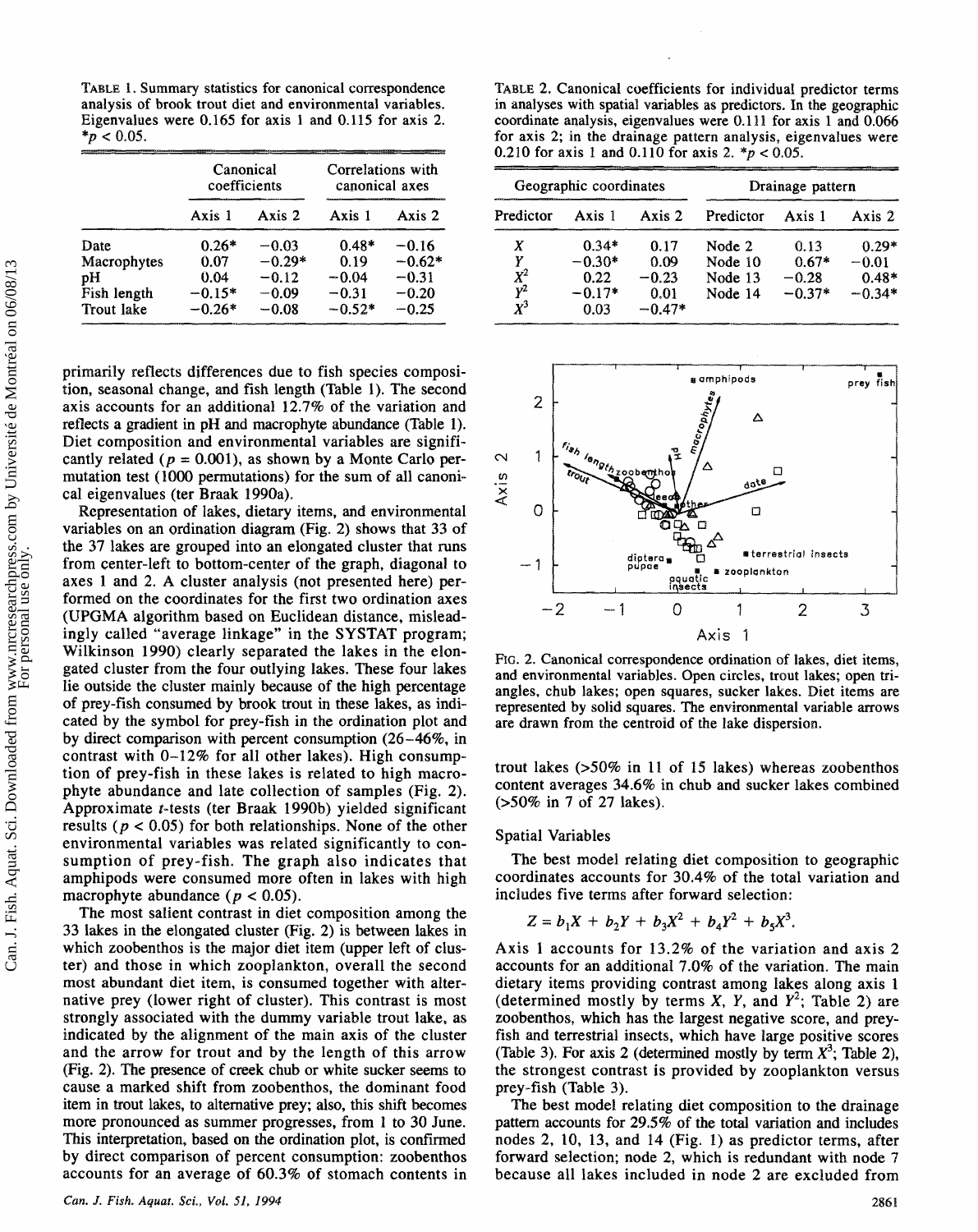TABLE 1. Summary statistics for canonical correspondence analysis of brook trout diet and environmental variables. Eigenvalues were 0.165 for axis 1 and 0.115 for axis 2. *$p < 0.05$.

| | Canonical coefficients | | Correlations with canonical axes | |
|---|---|---|---|---|
| | Axis 1 | Axis 2 | Axis 1 | Axis 2 |
| Date | 0.26* | −0.03 | 0.48* | −0.16 |
| Macrophytes | 0.07 | −0.29* | 0.19 | −0.62* |
| pH | 0.04 | −0.12 | −0.04 | −0.31 |
| Fish length | −0.15* | −0.09 | −0.31 | −0.20 |
| Trout lake | −0.26* | −0.08 | −0.52* | −0.25 |

primarily reflects differences due to fish species composition, seasonal change, and fish length (Table 1). The second axis accounts for an additional 12.7% of the variation and reflects a gradient in pH and macrophyte abundance (Table 1). Diet composition and environmental variables are significantly related ($p = 0.001$), as shown by a Monte Carlo permutation test (1000 permutations) for the sum of all canonical eigenvalues (ter Braak 1990a).

Representation of lakes, dietary items, and environmental variables on an ordination diagram (Fig. 2) shows that 33 of the 37 lakes are grouped into an elongated cluster that runs from center-left to bottom-center of the graph, diagonal to axes 1 and 2. A cluster analysis (not presented here) performed on the coordinates for the first two ordination axes (UPGMA algorithm based on Euclidean distance, misleadingly called "average linkage" in the SYSTAT program; Wilkinson 1990) clearly separated the lakes in the elongated cluster from the four outlying lakes. These four lakes lie outside the cluster mainly because of the high percentage of prey-fish consumed by brook trout in these lakes, as indicated by the symbol for prey-fish in the ordination plot and by direct comparison with percent consumption (26–46%, in contrast with 0–12% for all other lakes). High consumption of prey-fish in these lakes is related to high macrophyte abundance and late collection of samples (Fig. 2). Approximate $t$-tests (ter Braak 1990b) yielded significant results ($p < 0.05$) for both relationships. None of the other environmental variables was related significantly to consumption of prey-fish. The graph also indicates that amphipods were consumed more often in lakes with high macrophyte abundance ($p < 0.05$).

The most salient contrast in diet composition among the 33 lakes in the elongated cluster (Fig. 2) is between lakes in which zoobenthos is the major diet item (upper left of cluster) and those in which zooplankton, overall the second most abundant diet item, is consumed together with alternative prey (lower right of cluster). This contrast is most strongly associated with the dummy variable trout lake, as indicated by the alignment of the main axis of the cluster and the arrow for trout and by the length of this arrow (Fig. 2). The presence of creek chub or white sucker seems to cause a marked shift from zoobenthos, the dominant food item in trout lakes, to alternative prey; also, this shift becomes more pronounced as summer progresses, from 1 to 30 June. This interpretation, based on the ordination plot, is confirmed by direct comparison of percent consumption: zoobenthos accounts for an average of 60.3% of stomach contents in trout lakes (>50% in 11 of 15 lakes) whereas zoobenthos content averages 34.6% in chub and sucker lakes combined (>50% in 7 of 27 lakes).

TABLE 2. Canonical coefficients for individual predictor terms in analyses with spatial variables as predictors. In the geographic coordinate analysis, eigenvalues were 0.111 for axis 1 and 0.066 for axis 2; in the drainage pattern analysis, eigenvalues were 0.210 for axis 1 and 0.110 for axis 2. *$p < 0.05$.

| Geographic coordinates | | | Drainage pattern | | |
|---|---|---|---|---|---|
| Predictor | Axis 1 | Axis 2 | Predictor | Axis 1 | Axis 2 |
| $X$ | 0.34* | 0.17 | Node 2 | 0.13 | 0.29* |
| $Y$ | −0.30* | 0.09 | Node 10 | 0.67* | −0.01 |
| $X^2$ | 0.22 | −0.23 | Node 13 | −0.28 | 0.48* |
| $Y^2$ | −0.17* | 0.01 | Node 14 | −0.37* | −0.34* |
| $X^3$ | 0.03 | −0.47* | | | |

FIG. 2. Canonical correspondence ordination of lakes, diet items, and environmental variables. Open circles, trout lakes; open triangles, chub lakes; open squares, sucker lakes. Diet items are represented by solid squares. The environmental variable arrows are drawn from the centroid of the lake dispersion.

## Spatial Variables

The best model relating diet composition to geographic coordinates accounts for 30.4% of the total variation and includes five terms after forward selection:

$$Z = b_1X + b_2Y + b_3X^2 + b_4Y^2 + b_5X^3.$$

Axis 1 accounts for 13.2% of the variation and axis 2 accounts for an additional 7.0% of the variation. The main dietary items providing contrast among lakes along axis 1 (determined mostly by terms $X$, $Y$, and $Y^2$; Table 2) are zoobenthos, which has the largest negative score, and prey-fish and terrestrial insects, which have large positive scores (Table 3). For axis 2 (determined mostly by term $X^3$; Table 2), the strongest contrast is provided by zooplankton versus prey-fish (Table 3).

The best model relating diet composition to the drainage pattern accounts for 29.5% of the total variation and includes nodes 2, 10, 13, and 14 (Fig. 1) as predictor terms, after forward selection; node 2, which is redundant with node 7 because all lakes included in node 2 are excluded from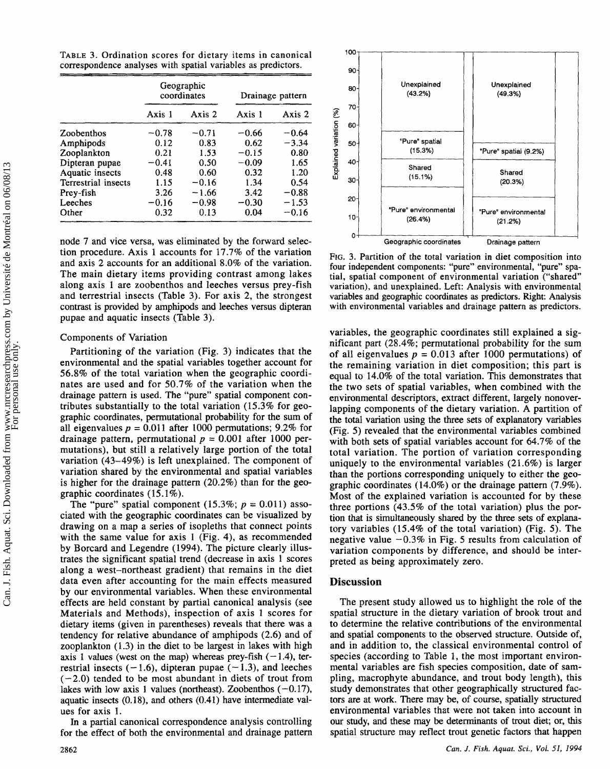TABLE 3. Ordination scores for dietary items in canonical correspondence analyses with spatial variables as predictors.

| | Geographic coordinates | | Drainage pattern | |
|---|---|---|---|---|
| | Axis 1 | Axis 2 | Axis 1 | Axis 2 |
| Zoobenthos | −0.78 | −0.71 | −0.66 | −0.64 |
| Amphipods | 0.12 | 0.83 | 0.62 | −3.34 |
| Zooplankton | 0.21 | 1.53 | −0.15 | 0.80 |
| Dipteran pupae | −0.41 | 0.50 | −0.09 | 1.65 |
| Aquatic insects | 0.48 | 0.60 | 0.32 | 1.20 |
| Terrestrial insects | 1.15 | −0.16 | 1.34 | 0.54 |
| Prey-fish | 3.26 | −1.66 | 3.42 | −0.88 |
| Leeches | −0.16 | −0.98 | −0.30 | −1.53 |
| Other | 0.32 | 0.13 | 0.04 | −0.16 |

node 7 and vice versa, was eliminated by the forward selection procedure. Axis 1 accounts for 17.7% of the variation and axis 2 accounts for an additional 8.0% of the variation. The main dietary items providing contrast among lakes along axis 1 are zoobenthos and leeches versus prey-fish and terrestrial insects (Table 3). For axis 2, the strongest contrast is provided by amphipods and leeches versus dipteran pupae and aquatic insects (Table 3).

### Components of Variation

Partitioning of the variation (Fig. 3) indicates that the environmental and the spatial variables together account for 56.8% of the total variation when the geographic coordinates are used and for 50.7% of the variation when the drainage pattern is used. The "pure" spatial component contributes substantially to the total variation (15.3% for geographic coordinates, permutational probability for the sum of all eigenvalues $p = 0.011$ after 1000 permutations; 9.2% for drainage pattern, permutational $p = 0.001$ after 1000 permutations), but still a relatively large portion of the total variation (43–49%) is left unexplained. The component of variation shared by the environmental and spatial variables is higher for the drainage pattern (20.2%) than for the geographic coordinates (15.1%).

The "pure" spatial component (15.3%; $p = 0.011$) associated with the geographic coordinates can be visualized by drawing on a map a series of isopleths that connect points with the same value for axis 1 (Fig. 4), as recommended by Borcard and Legendre (1994). The picture clearly illustrates the significant spatial trend (decrease in axis 1 scores along a west–northeast gradient) that remains in the diet data even after accounting for the main effects measured by our environmental variables. When these environmental effects are held constant by partial canonical analysis (see Materials and Methods), inspection of axis 1 scores for dietary items (given in parentheses) reveals that there was a tendency for relative abundance of amphipods (2.6) and of zooplankton (1.3) in the diet to be largest in lakes with high axis 1 values (west on the map) whereas prey-fish (−1.4), terrestrial insects (−1.6), dipteran pupae (−1.3), and leeches (−2.0) tended to be most abundant in diets of trout from lakes with low axis 1 values (northeast). Zoobenthos (−0.17), aquatic insects (0.18), and others (0.41) have intermediate values for axis 1.

In a partial canonical correspondence analysis controlling for the effect of both the environmental and drainage pattern variables, the geographic coordinates still explained a significant part (28.4%; permutational probability for the sum of all eigenvalues $p = 0.013$ after 1000 permutations) of the remaining variation in diet composition; this part is equal to 14.0% of the total variation. This demonstrates that the two sets of spatial variables, when combined with the environmental descriptors, extract different, largely nonoverlapping components of the dietary variation. A partition of the total variation using the three sets of explanatory variables (Fig. 5) revealed that the environmental variables combined with both sets of spatial variables account for 64.7% of the total variation. The portion of variation corresponding uniquely to the environmental variables (21.6%) is larger than the portions corresponding uniquely to either the geographic coordinates (14.0%) or the drainage pattern (7.9%). Most of the explained variation is accounted for by these three portions (43.5% of the total variation) plus the portion that is simultaneously shared by the three sets of explanatory variables (15.4% of the total variation) (Fig. 5). The negative value −0.3% in Fig. 5 results from calculation of variation components by difference, and should be interpreted as being approximately zero.

FIG. 3. Partition of the total variation in diet composition into four independent components: "pure" environmental, "pure" spatial, spatial component of environmental variation ("shared" variation), and unexplained. Left: Analysis with environmental variables and geographic coordinates as predictors. Right: Analysis with environmental variables and drainage pattern as predictors.

## Discussion

The present study allowed us to highlight the role of the spatial structure in the dietary variation of brook trout and to determine the relative contributions of the environmental and spatial components to the observed structure. Outside of, and in addition to, the classical environmental control of species (according to Table 1, the most important environmental variables are fish species composition, date of sampling, macrophyte abundance, and trout body length), this study demonstrates that other geographically structured factors are at work. There may be, of course, spatially structured environmental variables that were not taken into account in our study, and these may be determinants of trout diet; or, this spatial structure may reflect trout genetic factors that happen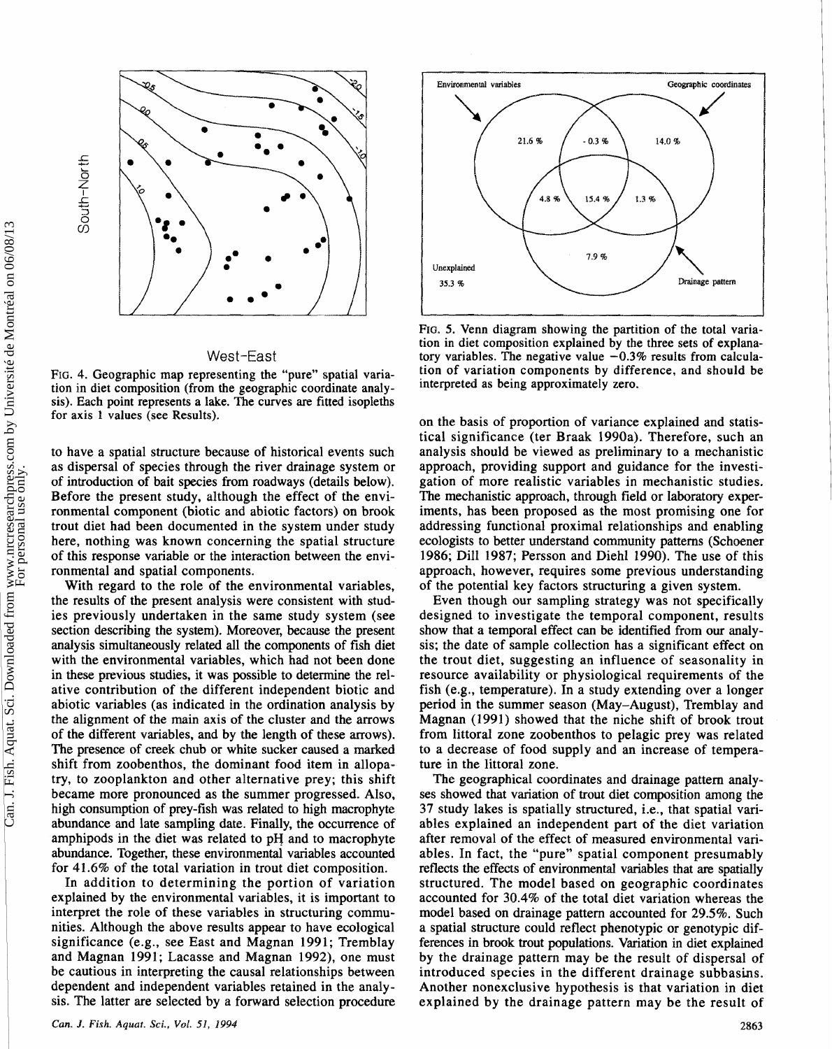FIG. 4. Geographic map representing the "pure" spatial variation in diet composition (from the geographic coordinate analysis). Each point represents a lake. The curves are fitted isopleths for axis 1 values (see Results).

FIG. 5. Venn diagram showing the partition of the total variation in diet composition explained by the three sets of explanatory variables. The negative value −0.3% results from calculation of variation components by difference, and should be interpreted as being approximately zero.

to have a spatial structure because of historical events such as dispersal of species through the river drainage system or of introduction of bait species from roadways (details below). Before the present study, although the effect of the environmental component (biotic and abiotic factors) on brook trout diet had been documented in the system under study here, nothing was known concerning the spatial structure of this response variable or the interaction between the environmental and spatial components.

With regard to the role of the environmental variables, the results of the present analysis were consistent with studies previously undertaken in the same study system (see section describing the system). Moreover, because the present analysis simultaneously related all the components of fish diet with the environmental variables, which had not been done in these previous studies, it was possible to determine the relative contribution of the different independent biotic and abiotic variables (as indicated in the ordination analysis by the alignment of the main axis of the cluster and the arrows of the different variables, and by the length of these arrows). The presence of creek chub or white sucker caused a marked shift from zoobenthos, the dominant food item in allopatry, to zooplankton and other alternative prey; this shift became more pronounced as the summer progressed. Also, high consumption of prey-fish was related to high macrophyte abundance and late sampling date. Finally, the occurrence of amphipods in the diet was related to pH and to macrophyte abundance. Together, these environmental variables accounted for 41.6% of the total variation in trout diet composition.

In addition to determining the portion of variation explained by the environmental variables, it is important to interpret the role of these variables in structuring communities. Although the above results appear to have ecological significance (e.g., see East and Magnan 1991; Tremblay and Magnan 1991; Lacasse and Magnan 1992), one must be cautious in interpreting the causal relationships between dependent and independent variables retained in the analysis. The latter are selected by a forward selection procedure on the basis of proportion of variance explained and statistical significance (ter Braak 1990a). Therefore, such an analysis should be viewed as preliminary to a mechanistic approach, providing support and guidance for the investigation of more realistic variables in mechanistic studies. The mechanistic approach, through field or laboratory experiments, has been proposed as the most promising one for addressing functional proximal relationships and enabling ecologists to better understand community patterns (Schoener 1986; Dill 1987; Persson and Diehl 1990). The use of this approach, however, requires some previous understanding of the potential key factors structuring a given system.

Even though our sampling strategy was not specifically designed to investigate the temporal component, results show that a temporal effect can be identified from our analysis; the date of sample collection has a significant effect on the trout diet, suggesting an influence of seasonality in resource availability or physiological requirements of the fish (e.g., temperature). In a study extending over a longer period in the summer season (May–August), Tremblay and Magnan (1991) showed that the niche shift of brook trout from littoral zone zoobenthos to pelagic prey was related to a decrease of food supply and an increase of temperature in the littoral zone.

The geographical coordinates and drainage pattern analyses showed that variation of trout diet composition among the 37 study lakes is spatially structured, i.e., that spatial variables explained an independent part of the diet variation after removal of the effect of measured environmental variables. In fact, the "pure" spatial component presumably reflects the effects of environmental variables that are spatially structured. The model based on geographic coordinates accounted for 30.4% of the total diet variation whereas the model based on drainage pattern accounted for 29.5%. Such a spatial structure could reflect phenotypic or genotypic differences in brook trout populations. Variation in diet explained by the drainage pattern may be the result of dispersal of introduced species in the different drainage subbasins. Another nonexclusive hypothesis is that variation in diet explained by the drainage pattern may be the result of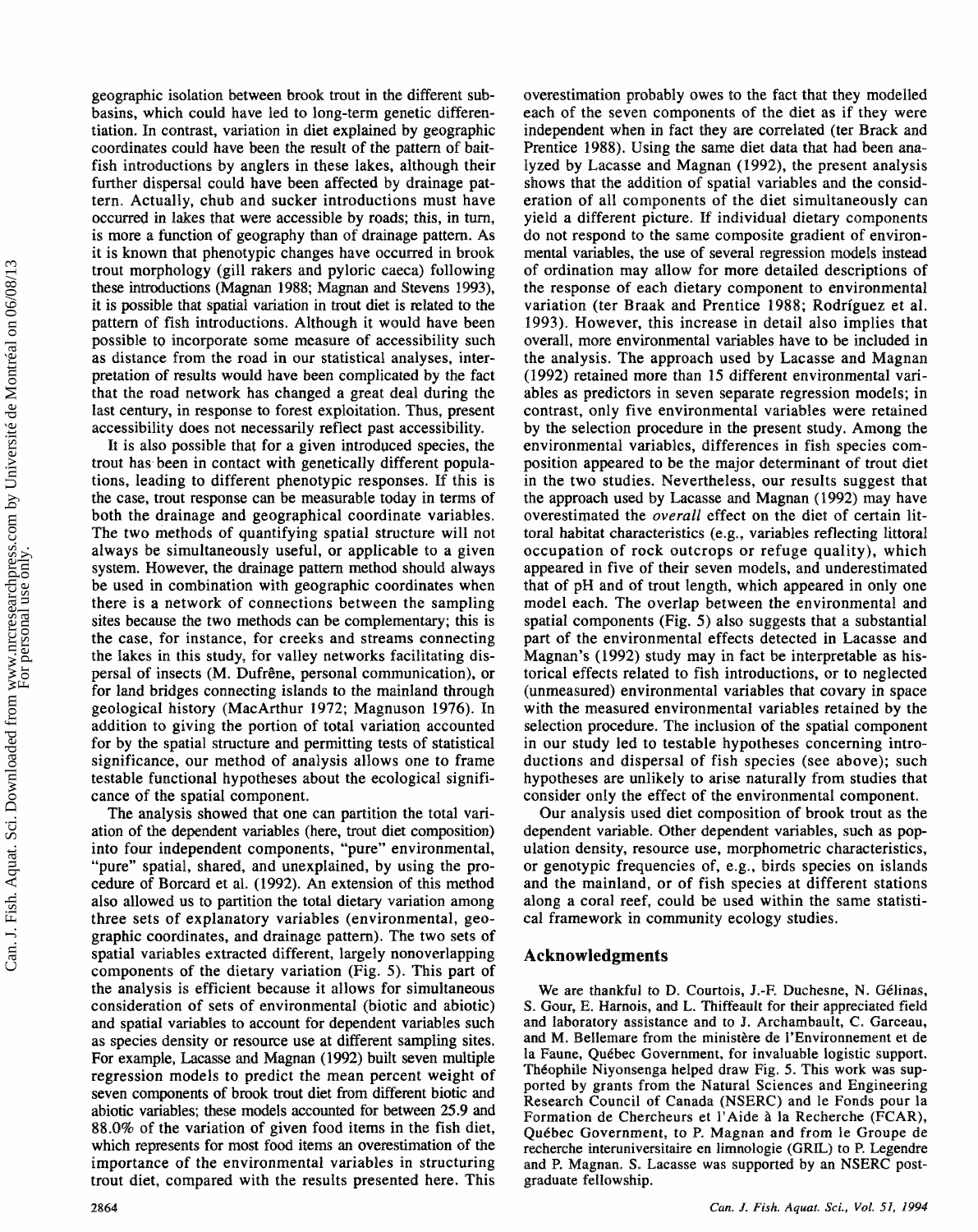geographic isolation between brook trout in the different subbasins, which could have led to long-term genetic differentiation. In contrast, variation in diet explained by geographic coordinates could have been the result of the pattern of baitfish introductions by anglers in these lakes, although their further dispersal could have been affected by drainage pattern. Actually, chub and sucker introductions must have occurred in lakes that were accessible by roads; this, in turn, is more a function of geography than of drainage pattern. As it is known that phenotypic changes have occurred in brook trout morphology (gill rakers and pyloric caeca) following these introductions (Magnan 1988; Magnan and Stevens 1993), it is possible that spatial variation in trout diet is related to the pattern of fish introductions. Although it would have been possible to incorporate some measure of accessibility such as distance from the road in our statistical analyses, interpretation of results would have been complicated by the fact that the road network has changed a great deal during the last century, in response to forest exploitation. Thus, present accessibility does not necessarily reflect past accessibility.

It is also possible that for a given introduced species, the trout has been in contact with genetically different populations, leading to different phenotypic responses. If this is the case, trout response can be measurable today in terms of both the drainage and geographical coordinate variables. The two methods of quantifying spatial structure will not always be simultaneously useful, or applicable to a given system. However, the drainage pattern method should always be used in combination with geographic coordinates when there is a network of connections between the sampling sites because the two methods can be complementary; this is the case, for instance, for creeks and streams connecting the lakes in this study, for valley networks facilitating dispersal of insects (M. Dufrêne, personal communication), or for land bridges connecting islands to the mainland through geological history (MacArthur 1972; Magnuson 1976). In addition to giving the portion of total variation accounted for by the spatial structure and permitting tests of statistical significance, our method of analysis allows one to frame testable functional hypotheses about the ecological significance of the spatial component.

The analysis showed that one can partition the total variation of the dependent variables (here, trout diet composition) into four independent components, "pure" environmental, "pure" spatial, shared, and unexplained, by using the procedure of Borcard et al. (1992). An extension of this method also allowed us to partition the total dietary variation among three sets of explanatory variables (environmental, geographic coordinates, and drainage pattern). The two sets of spatial variables extracted different, largely nonoverlapping components of the dietary variation (Fig. 5). This part of the analysis is efficient because it allows for simultaneous consideration of sets of environmental (biotic and abiotic) and spatial variables to account for dependent variables such as species density or resource use at different sampling sites. For example, Lacasse and Magnan (1992) built seven multiple regression models to predict the mean percent weight of seven components of brook trout diet from different biotic and abiotic variables; these models accounted for between 25.9 and 88.0% of the variation of given food items in the fish diet, which represents for most food items an overestimation of the importance of the environmental variables in structuring trout diet, compared with the results presented here. This overestimation probably owes to the fact that they modelled each of the seven components of the diet as if they were independent when in fact they are correlated (ter Brack and Prentice 1988). Using the same diet data that had been analyzed by Lacasse and Magnan (1992), the present analysis shows that the addition of spatial variables and the consideration of all components of the diet simultaneously can yield a different picture. If individual dietary components do not respond to the same composite gradient of environmental variables, the use of several regression models instead of ordination may allow for more detailed descriptions of the response of each dietary component to environmental variation (ter Braak and Prentice 1988; Rodríguez et al. 1993). However, this increase in detail also implies that overall, more environmental variables have to be included in the analysis. The approach used by Lacasse and Magnan (1992) retained more than 15 different environmental variables as predictors in seven separate regression models; in contrast, only five environmental variables were retained by the selection procedure in the present study. Among the environmental variables, differences in fish species composition appeared to be the major determinant of trout diet in the two studies. Nevertheless, our results suggest that the approach used by Lacasse and Magnan (1992) may have overestimated the *overall* effect on the diet of certain littoral habitat characteristics (e.g., variables reflecting littoral occupation of rock outcrops or refuge quality), which appeared in five of their seven models, and underestimated that of pH and of trout length, which appeared in only one model each. The overlap between the environmental and spatial components (Fig. 5) also suggests that a substantial part of the environmental effects detected in Lacasse and Magnan's (1992) study may in fact be interpretable as historical effects related to fish introductions, or to neglected (unmeasured) environmental variables that covary in space with the measured environmental variables retained by the selection procedure. The inclusion of the spatial component in our study led to testable hypotheses concerning introductions and dispersal of fish species (see above); such hypotheses are unlikely to arise naturally from studies that consider only the effect of the environmental component.

Our analysis used diet composition of brook trout as the dependent variable. Other dependent variables, such as population density, resource use, morphometric characteristics, or genotypic frequencies of, e.g., birds species on islands and the mainland, or of fish species at different stations along a coral reef, could be used within the same statistical framework in community ecology studies.

## Acknowledgments

We are thankful to D. Courtois, J.-F. Duchesne, N. Gélinas, S. Gour, E. Harnois, and L. Thiffeault for their appreciated field and laboratory assistance and to J. Archambault, C. Garceau, and M. Bellemare from the ministère de l'Environnement et de la Faune, Québec Government, for invaluable logistic support. Théophile Niyonsenga helped draw Fig. 5. This work was supported by grants from the Natural Sciences and Engineering Research Council of Canada (NSERC) and le Fonds pour la Formation de Chercheurs et l'Aide à la Recherche (FCAR), Québec Government, to P. Magnan and from le Groupe de recherche interuniversitaire en limnologie (GRIL) to P. Legendre and P. Magnan. S. Lacasse was supported by an NSERC postgraduate fellowship.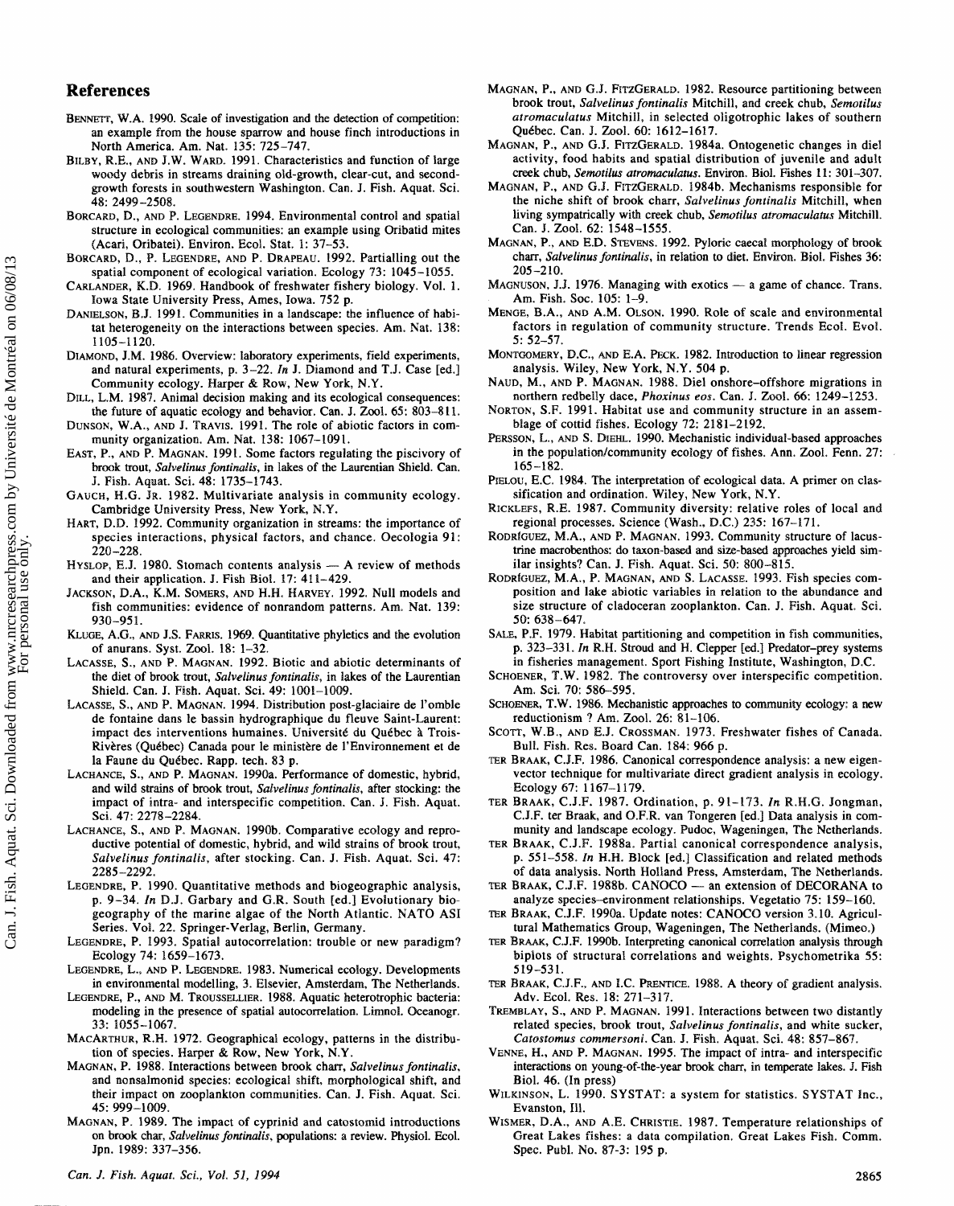## References

Bennett, W.A. 1990. Scale of investigation and the detection of competition: an example from the house sparrow and house finch introductions in North America. Am. Nat. 135: 725–747.

Bilby, R.E., and J.W. Ward. 1991. Characteristics and function of large woody debris in streams draining old-growth, clear-cut, and second-growth forests in southwestern Washington. Can. J. Fish. Aquat. Sci. 48: 2499–2508.

Borcard, D., and P. Legendre. 1994. Environmental control and spatial structure in ecological communities: an example using Oribatid mites (Acari, Oribatei). Environ. Ecol. Stat. 1: 37–53.

Borcard, D., P. Legendre, and P. Drapeau. 1992. Partialling out the spatial component of ecological variation. Ecology 73: 1045–1055.

Carlander, K.D. 1969. Handbook of freshwater fishery biology. Vol. 1. Iowa State University Press, Ames, Iowa. 752 p.

Danielson, B.J. 1991. Communities in a landscape: the influence of habitat heterogeneity on the interactions between species. Am. Nat. 138: 1105–1120.

Diamond, J.M. 1986. Overview: laboratory experiments, field experiments, and natural experiments, p. 3–22. *In* J. Diamond and T.J. Case [ed.] Community ecology. Harper & Row, New York, N.Y.

Dill, L.M. 1987. Animal decision making and its ecological consequences: the future of aquatic ecology and behavior. Can. J. Zool. 65: 803–811.

Dunson, W.A., and J. Travis. 1991. The role of abiotic factors in community organization. Am. Nat. 138: 1067–1091.

East, P., and P. Magnan. 1991. Some factors regulating the piscivory of brook trout, *Salvelinus fontinalis*, in lakes of the Laurentian Shield. Can. J. Fish. Aquat. Sci. 48: 1735–1743.

Gauch, H.G. Jr. 1982. Multivariate analysis in community ecology. Cambridge University Press, New York, N.Y.

Hart, D.D. 1992. Community organization in streams: the importance of species interactions, physical factors, and chance. Oecologia 91: 220–228.

Hyslop, E.J. 1980. Stomach contents analysis — A review of methods and their application. J. Fish Biol. 17: 411–429.

Jackson, D.A., K.M. Somers, and H.H. Harvey. 1992. Null models and fish communities: evidence of nonrandom patterns. Am. Nat. 139: 930–951.

Kluge, A.G., and J.S. Farris. 1969. Quantitative phyletics and the evolution of anurans. Syst. Zool. 18: 1–32.

Lacasse, S., and P. Magnan. 1992. Biotic and abiotic determinants of the diet of brook trout, *Salvelinus fontinalis*, in lakes of the Laurentian Shield. Can. J. Fish. Aquat. Sci. 49: 1001–1009.

Lacasse, S., and P. Magnan. 1994. Distribution post-glaciaire de l'omble de fontaine dans le bassin hydrographique du fleuve Saint-Laurent: impact des interventions humaines. Université du Québec à Trois-Rivières (Québec) Canada pour le ministère de l'Environnement et de la Faune du Québec. Rapp. tech. 83 p.

Lachance, S., and P. Magnan. 1990a. Performance of domestic, hybrid, and wild strains of brook trout, *Salvelinus fontinalis*, after stocking: the impact of intra- and interspecific competition. Can. J. Fish. Aquat. Sci. 47: 2278–2284.

Lachance, S., and P. Magnan. 1990b. Comparative ecology and reproductive potential of domestic, hybrid, and wild strains of brook trout, *Salvelinus fontinalis*, after stocking. Can. J. Fish. Aquat. Sci. 47: 2285–2292.

Legendre, P. 1990. Quantitative methods and biogeographic analysis, p. 9–34. *In* D.J. Garbary and G.R. South [ed.] Evolutionary biogeography of the marine algae of the North Atlantic. NATO ASI Series. Vol. 22. Springer-Verlag, Berlin, Germany.

Legendre, P. 1993. Spatial autocorrelation: trouble or new paradigm? Ecology 74: 1659–1673.

Legendre, L., and P. Legendre. 1983. Numerical ecology. Developments in environmental modelling, 3. Elsevier, Amsterdam, The Netherlands.

Legendre, P., and M. Troussellier. 1988. Aquatic heterotrophic bacteria: modeling in the presence of spatial autocorrelation. Limnol. Oceanogr. 33: 1055–1067.

MacArthur, R.H. 1972. Geographical ecology, patterns in the distribution of species. Harper & Row, New York, N.Y.

Magnan, P. 1988. Interactions between brook charr, *Salvelinus fontinalis*, and nonsalmonid species: ecological shift, morphological shift, and their impact on zooplankton communities. Can. J. Fish. Aquat. Sci. 45: 999–1009.

Magnan, P. 1989. The impact of cyprinid and catostomid introductions on brook char, *Salvelinus fontinalis*, populations: a review. Physiol. Ecol. Jpn. 1989: 337–356.

Magnan, P., and G.J. FitzGerald. 1982. Resource partitioning between brook trout, *Salvelinus fontinalis* Mitchill, and creek chub, *Semotilus atromaculatus* Mitchill, in selected oligotrophic lakes of southern Québec. Can. J. Zool. 60: 1612–1617.

Magnan, P., and G.J. FitzGerald. 1984a. Ontogenetic changes in diel activity, food habits and spatial distribution of juvenile and adult creek chub, *Semotilus atromaculatus*. Environ. Biol. Fishes 11: 301–307.

Magnan, P., and G.J. FitzGerald. 1984b. Mechanisms responsible for the niche shift of brook charr, *Salvelinus fontinalis* Mitchill, when living sympatrically with creek chub, *Semotilus atromaculatus* Mitchill. Can. J. Zool. 62: 1548–1555.

Magnan, P., and E.D. Stevens. 1992. Pyloric caecal morphology of brook charr, *Salvelinus fontinalis*, in relation to diet. Environ. Biol. Fishes 36: 205–210.

Magnuson, J.J. 1976. Managing with exotics — a game of chance. Trans. Am. Fish. Soc. 105: 1–9.

Menge, B.A., and A.M. Olson. 1990. Role of scale and environmental factors in regulation of community structure. Trends Ecol. Evol. 5: 52–57.

Montgomery, D.C., and E.A. Peck. 1982. Introduction to linear regression analysis. Wiley, New York, N.Y. 504 p.

Naud, M., and P. Magnan. 1988. Diel onshore–offshore migrations in northern redbelly dace, *Phoxinus eos*. Can. J. Zool. 66: 1249–1253.

Norton, S.F. 1991. Habitat use and community structure in an assemblage of cottid fishes. Ecology 72: 2181–2192.

Persson, L., and S. Diehl. 1990. Mechanistic individual-based approaches in the population/community ecology of fishes. Ann. Zool. Fenn. 27: 165–182.

Pielou, E.C. 1984. The interpretation of ecological data. A primer on classification and ordination. Wiley, New York, N.Y.

Ricklefs, R.E. 1987. Community diversity: relative roles of local and regional processes. Science (Wash., D.C.) 235: 167–171.

Rodríguez, M.A., and P. Magnan. 1993. Community structure of lacustrine macrobenthos: do taxon-based and size-based approaches yield similar insights? Can. J. Fish. Aquat. Sci. 50: 800–815.

Rodríguez, M.A., P. Magnan, and S. Lacasse. 1993. Fish species composition and lake abiotic variables in relation to the abundance and size structure of cladoceran zooplankton. Can. J. Fish. Aquat. Sci. 50: 638–647.

Sale, P.F. 1979. Habitat partitioning and competition in fish communities, p. 323–331. *In* R.H. Stroud and H. Clepper [ed.] Predator–prey systems in fisheries management. Sport Fishing Institute, Washington, D.C.

Schoener, T.W. 1982. The controversy over interspecific competition. Am. Sci. 70: 586–595.

Schoener, T.W. 1986. Mechanistic approaches to community ecology: a new reductionism ? Am. Zool. 26: 81–106.

Scott, W.B., and E.J. Crossman. 1973. Freshwater fishes of Canada. Bull. Fish. Res. Board Can. 184: 966 p.

ter Braak, C.J.F. 1986. Canonical correspondence analysis: a new eigenvector technique for multivariate direct gradient analysis in ecology. Ecology 67: 1167–1179.

ter Braak, C.J.F. 1987. Ordination, p. 91–173. *In* R.H.G. Jongman, C.J.F. ter Braak, and O.F.R. van Tongeren [ed.] Data analysis in community and landscape ecology. Pudoc, Wageningen, The Netherlands.

ter Braak, C.J.F. 1988a. Partial canonical correspondence analysis, p. 551–558. *In* H.H. Block [ed.] Classification and related methods of data analysis. North Holland Press, Amsterdam, The Netherlands.

ter Braak, C.J.F. 1988b. CANOCO — an extension of DECORANA to analyze species–environment relationships. Vegetatio 75: 159–160.

ter Braak, C.J.F. 1990a. Update notes: CANOCO version 3.10. Agricultural Mathematics Group, Wageningen, The Netherlands. (Mimeo.)

ter Braak, C.J.F. 1990b. Interpreting canonical correlation analysis through biplots of structural correlations and weights. Psychometrika 55: 519–531.

ter Braak, C.J.F., and I.C. Prentice. 1988. A theory of gradient analysis. Adv. Ecol. Res. 18: 271–317.

Tremblay, S., and P. Magnan. 1991. Interactions between two distantly related species, brook trout, *Salvelinus fontinalis*, and white sucker, *Catostomus commersoni*. Can. J. Fish. Aquat. Sci. 48: 857–867.

Venne, H., and P. Magnan. 1995. The impact of intra- and interspecific interactions on young-of-the-year brook charr, in temperate lakes. J. Fish Biol. 46. (In press)

Wilkinson, L. 1990. SYSTAT: a system for statistics. SYSTAT Inc., Evanston, Ill.

Wismer, D.A., and A.E. Christie. 1987. Temperature relationships of Great Lakes fishes: a data compilation. Great Lakes Fish. Comm. Spec. Publ. No. 87-3: 195 p.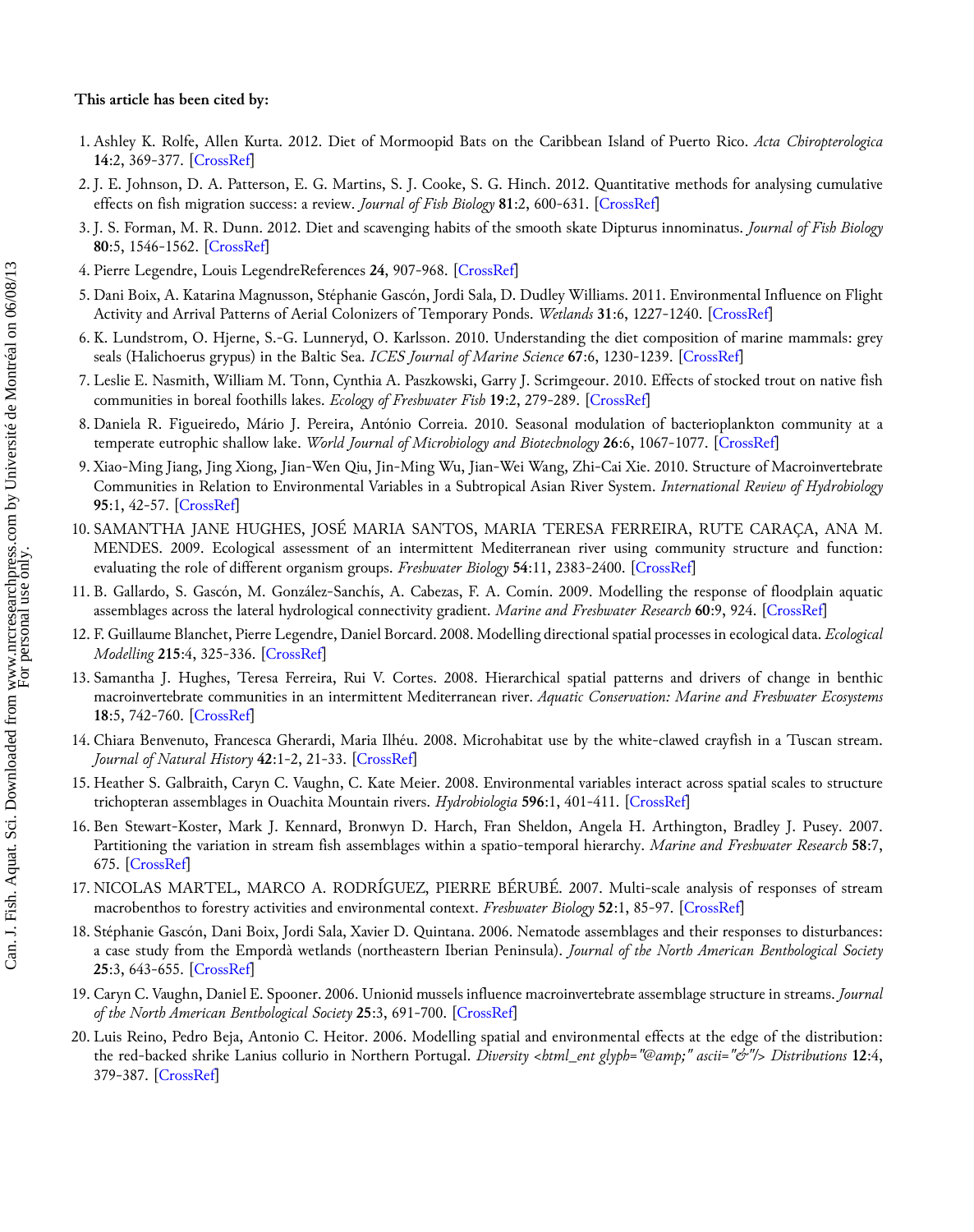**This article has been cited by:**

1. Ashley K. Rolfe, Allen Kurta. 2012. Diet of Mormoopid Bats on the Caribbean Island of Puerto Rico. *Acta Chiropterologica* **14**:2, 369-377. [CrossRef]
2. J. E. Johnson, D. A. Patterson, E. G. Martins, S. J. Cooke, S. G. Hinch. 2012. Quantitative methods for analysing cumulative effects on fish migration success: a review. *Journal of Fish Biology* **81**:2, 600-631. [CrossRef]
3. J. S. Forman, M. R. Dunn. 2012. Diet and scavenging habits of the smooth skate Dipturus innominatus. *Journal of Fish Biology* **80**:5, 1546-1562. [CrossRef]
4. Pierre Legendre, Louis LegendreReferences **24**, 907-968. [CrossRef]
5. Dani Boix, A. Katarina Magnusson, Stéphanie Gascón, Jordi Sala, D. Dudley Williams. 2011. Environmental Influence on Flight Activity and Arrival Patterns of Aerial Colonizers of Temporary Ponds. *Wetlands* **31**:6, 1227-1240. [CrossRef]
6. K. Lundstrom, O. Hjerne, S.-G. Lunneryd, O. Karlsson. 2010. Understanding the diet composition of marine mammals: grey seals (Halichoerus grypus) in the Baltic Sea. *ICES Journal of Marine Science* **67**:6, 1230-1239. [CrossRef]
7. Leslie E. Nasmith, William M. Tonn, Cynthia A. Paszkowski, Garry J. Scrimgeour. 2010. Effects of stocked trout on native fish communities in boreal foothills lakes. *Ecology of Freshwater Fish* **19**:2, 279-289. [CrossRef]
8. Daniela R. Figueiredo, Mário J. Pereira, António Correia. 2010. Seasonal modulation of bacterioplankton community at a temperate eutrophic shallow lake. *World Journal of Microbiology and Biotechnology* **26**:6, 1067-1077. [CrossRef]
9. Xiao-Ming Jiang, Jing Xiong, Jian-Wen Qiu, Jin-Ming Wu, Jian-Wei Wang, Zhi-Cai Xie. 2010. Structure of Macroinvertebrate Communities in Relation to Environmental Variables in a Subtropical Asian River System. *International Review of Hydrobiology* **95**:1, 42-57. [CrossRef]
10. SAMANTHA JANE HUGHES, JOSÉ MARIA SANTOS, MARIA TERESA FERREIRA, RUTE CARAÇA, ANA M. MENDES. 2009. Ecological assessment of an intermittent Mediterranean river using community structure and function: evaluating the role of different organism groups. *Freshwater Biology* **54**:11, 2383-2400. [CrossRef]
11. B. Gallardo, S. Gascón, M. González-Sanchís, A. Cabezas, F. A. Comín. 2009. Modelling the response of floodplain aquatic assemblages across the lateral hydrological connectivity gradient. *Marine and Freshwater Research* **60**:9, 924. [CrossRef]
12. F. Guillaume Blanchet, Pierre Legendre, Daniel Borcard. 2008. Modelling directional spatial processes in ecological data. *Ecological Modelling* **215**:4, 325-336. [CrossRef]
13. Samantha J. Hughes, Teresa Ferreira, Rui V. Cortes. 2008. Hierarchical spatial patterns and drivers of change in benthic macroinvertebrate communities in an intermittent Mediterranean river. *Aquatic Conservation: Marine and Freshwater Ecosystems* **18**:5, 742-760. [CrossRef]
14. Chiara Benvenuto, Francesca Gherardi, Maria Ilhéu. 2008. Microhabitat use by the white-clawed crayfish in a Tuscan stream. *Journal of Natural History* **42**:1-2, 21-33. [CrossRef]
15. Heather S. Galbraith, Caryn C. Vaughn, C. Kate Meier. 2008. Environmental variables interact across spatial scales to structure trichopteran assemblages in Ouachita Mountain rivers. *Hydrobiologia* **596**:1, 401-411. [CrossRef]
16. Ben Stewart-Koster, Mark J. Kennard, Bronwyn D. Harch, Fran Sheldon, Angela H. Arthington, Bradley J. Pusey. 2007. Partitioning the variation in stream fish assemblages within a spatio-temporal hierarchy. *Marine and Freshwater Research* **58**:7, 675. [CrossRef]
17. NICOLAS MARTEL, MARCO A. RODRÍGUEZ, PIERRE BÉRUBÉ. 2007. Multi-scale analysis of responses of stream macrobenthos to forestry activities and environmental context. *Freshwater Biology* **52**:1, 85-97. [CrossRef]
18. Stéphanie Gascón, Dani Boix, Jordi Sala, Xavier D. Quintana. 2006. Nematode assemblages and their responses to disturbances: a case study from the Empordà wetlands (northeastern Iberian Peninsula). *Journal of the North American Benthological Society* **25**:3, 643-655. [CrossRef]
19. Caryn C. Vaughn, Daniel E. Spooner. 2006. Unionid mussels influence macroinvertebrate assemblage structure in streams. *Journal of the North American Benthological Society* **25**:3, 691-700. [CrossRef]
20. Luis Reino, Pedro Beja, Antonio C. Heitor. 2006. Modelling spatial and environmental effects at the edge of the distribution: the red-backed shrike Lanius collurio in Northern Portugal. *Diversity <html_ent glyph="@amp;" ascii="&"/> Distributions* **12**:4, 379-387. [CrossRef]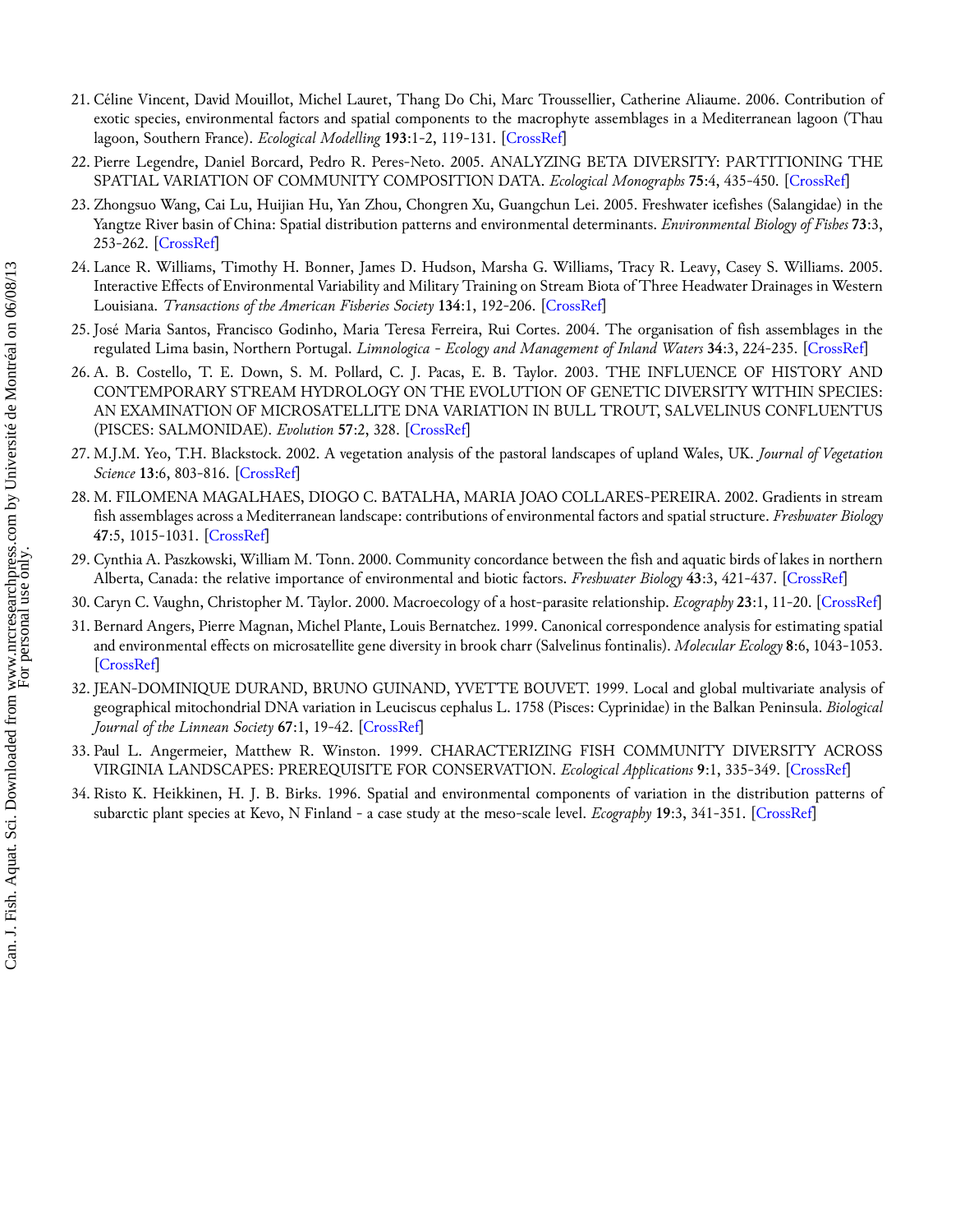21. Céline Vincent, David Mouillot, Michel Lauret, Thang Do Chi, Marc Troussellier, Catherine Aliaume. 2006. Contribution of exotic species, environmental factors and spatial components to the macrophyte assemblages in a Mediterranean lagoon (Thau lagoon, Southern France). *Ecological Modelling* **193**:1-2, 119-131. [CrossRef]
22. Pierre Legendre, Daniel Borcard, Pedro R. Peres-Neto. 2005. ANALYZING BETA DIVERSITY: PARTITIONING THE SPATIAL VARIATION OF COMMUNITY COMPOSITION DATA. *Ecological Monographs* **75**:4, 435-450. [CrossRef]
23. Zhongsuo Wang, Cai Lu, Huijian Hu, Yan Zhou, Chongren Xu, Guangchun Lei. 2005. Freshwater icefishes (Salangidae) in the Yangtze River basin of China: Spatial distribution patterns and environmental determinants. *Environmental Biology of Fishes* **73**:3, 253-262. [CrossRef]
24. Lance R. Williams, Timothy H. Bonner, James D. Hudson, Marsha G. Williams, Tracy R. Leavy, Casey S. Williams. 2005. Interactive Effects of Environmental Variability and Military Training on Stream Biota of Three Headwater Drainages in Western Louisiana. *Transactions of the American Fisheries Society* **134**:1, 192-206. [CrossRef]
25. José Maria Santos, Francisco Godinho, Maria Teresa Ferreira, Rui Cortes. 2004. The organisation of fish assemblages in the regulated Lima basin, Northern Portugal. *Limnologica - Ecology and Management of Inland Waters* **34**:3, 224-235. [CrossRef]
26. A. B. Costello, T. E. Down, S. M. Pollard, C. J. Pacas, E. B. Taylor. 2003. THE INFLUENCE OF HISTORY AND CONTEMPORARY STREAM HYDROLOGY ON THE EVOLUTION OF GENETIC DIVERSITY WITHIN SPECIES: AN EXAMINATION OF MICROSATELLITE DNA VARIATION IN BULL TROUT, SALVELINUS CONFLUENTUS (PISCES: SALMONIDAE). *Evolution* **57**:2, 328. [CrossRef]
27. M.J.M. Yeo, T.H. Blackstock. 2002. A vegetation analysis of the pastoral landscapes of upland Wales, UK. *Journal of Vegetation Science* **13**:6, 803-816. [CrossRef]
28. M. FILOMENA MAGALHAES, DIOGO C. BATALHA, MARIA JOAO COLLARES-PEREIRA. 2002. Gradients in stream fish assemblages across a Mediterranean landscape: contributions of environmental factors and spatial structure. *Freshwater Biology* **47**:5, 1015-1031. [CrossRef]
29. Cynthia A. Paszkowski, William M. Tonn. 2000. Community concordance between the fish and aquatic birds of lakes in northern Alberta, Canada: the relative importance of environmental and biotic factors. *Freshwater Biology* **43**:3, 421-437. [CrossRef]
30. Caryn C. Vaughn, Christopher M. Taylor. 2000. Macroecology of a host-parasite relationship. *Ecography* **23**:1, 11-20. [CrossRef]
31. Bernard Angers, Pierre Magnan, Michel Plante, Louis Bernatchez. 1999. Canonical correspondence analysis for estimating spatial and environmental effects on microsatellite gene diversity in brook charr (Salvelinus fontinalis). *Molecular Ecology* **8**:6, 1043-1053. [CrossRef]
32. JEAN-DOMINIQUE DURAND, BRUNO GUINAND, YVETTE BOUVET. 1999. Local and global multivariate analysis of geographical mitochondrial DNA variation in Leuciscus cephalus L. 1758 (Pisces: Cyprinidae) in the Balkan Peninsula. *Biological Journal of the Linnean Society* **67**:1, 19-42. [CrossRef]
33. Paul L. Angermeier, Matthew R. Winston. 1999. CHARACTERIZING FISH COMMUNITY DIVERSITY ACROSS VIRGINIA LANDSCAPES: PREREQUISITE FOR CONSERVATION. *Ecological Applications* **9**:1, 335-349. [CrossRef]
34. Risto K. Heikkinen, H. J. B. Birks. 1996. Spatial and environmental components of variation in the distribution patterns of subarctic plant species at Kevo, N Finland - a case study at the meso-scale level. *Ecography* **19**:3, 341-351. [CrossRef]